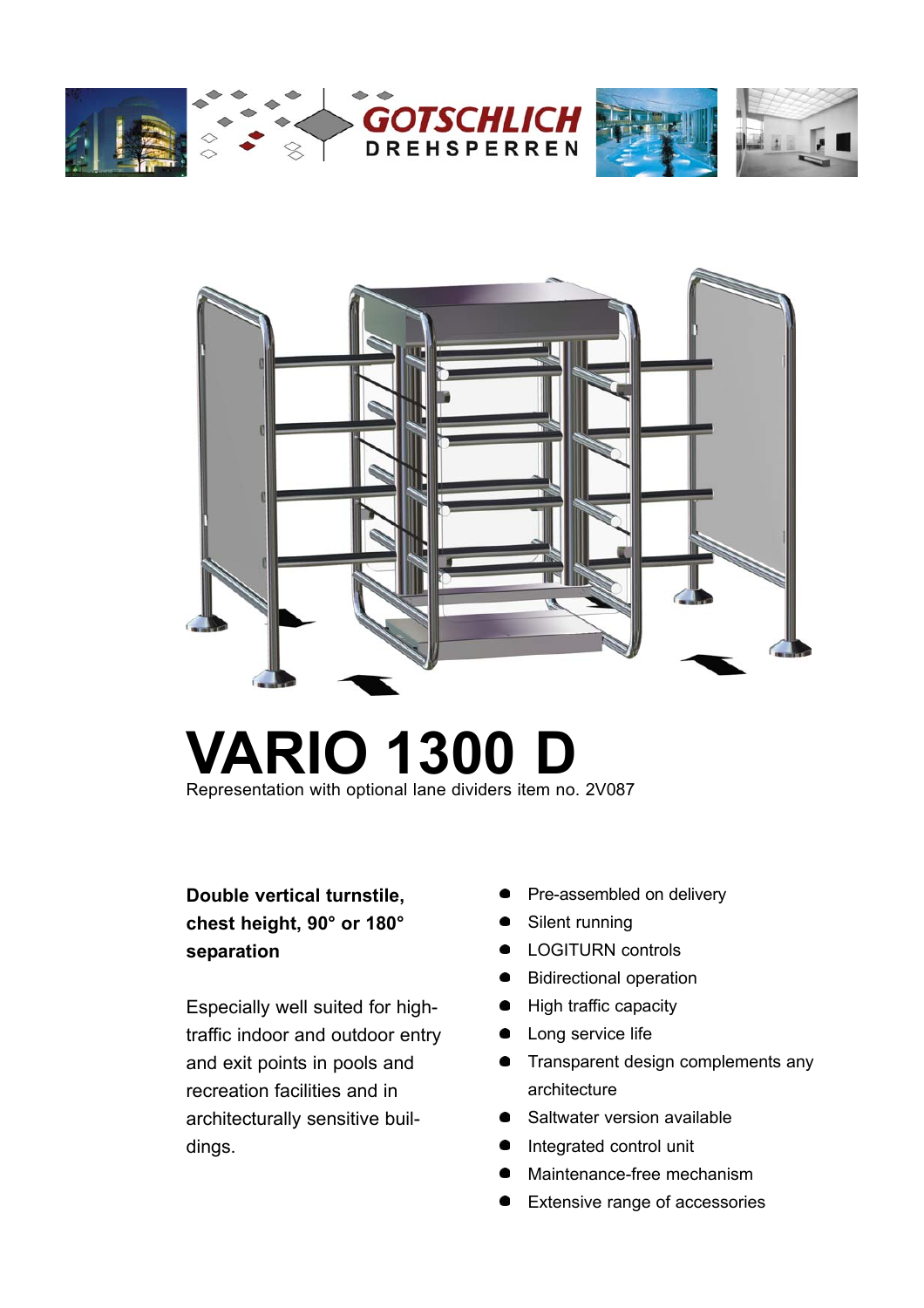GOTSCHLICH DREHSPERREN

# VARIO 1300 D

Representation with optional lane dividers item no. 2V087

**Double vertical turnstile, chest height, 90° or 180° separation**

Especially well suited for high-traffic indoor and outdoor entry and exit points in pools and recreation facilities and in architecturally sensitive buildings.

- Pre-assembled on delivery
- Silent running
- LOGITURN controls
- Bidirectional operation
- High traffic capacity
- Long service life
- Transparent design complements any architecture
- Saltwater version available
- Integrated control unit
- Maintenance-free mechanism
- Extensive range of accessories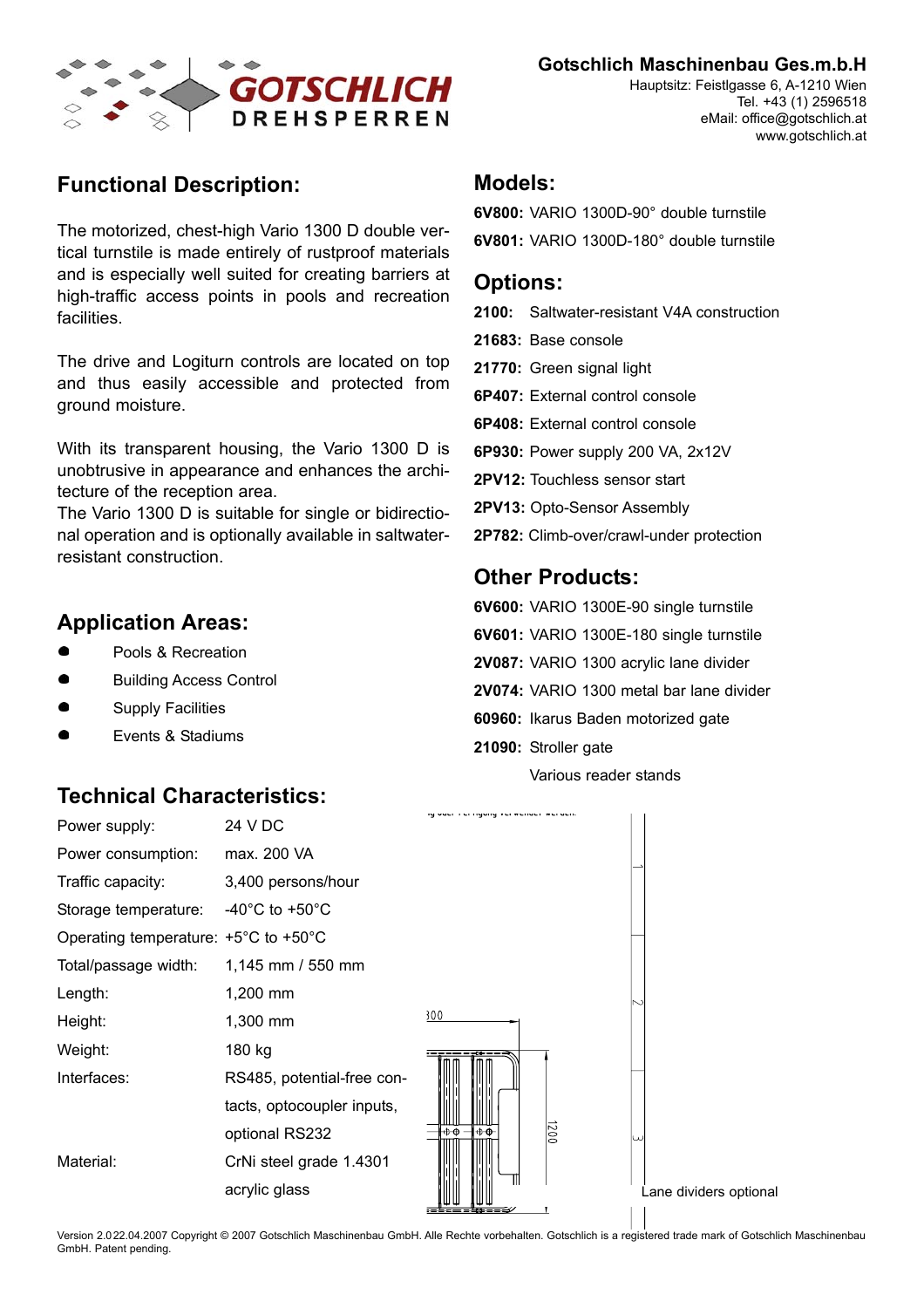**Gotschlich Maschinenbau Ges.m.b.H**
Hauptsitz: Feistlgasse 6, A-1210 Wien
Tel. +43 (1) 2596518
eMail: office@gotschlich.at
www.gotschlich.at

## Functional Description:

The motorized, chest-high Vario 1300 D double vertical turnstile is made entirely of rustproof materials and is especially well suited for creating barriers at high-traffic access points in pools and recreation facilities.

The drive and Logiturn controls are located on top and thus easily accessible and protected from ground moisture.

With its transparent housing, the Vario 1300 D is unobtrusive in appearance and enhances the architecture of the reception area.
The Vario 1300 D is suitable for single or bidirectional operation and is optionally available in saltwater-resistant construction.

## Application Areas:

- Pools & Recreation
- Building Access Control
- Supply Facilities
- Events & Stadiums

## Technical Characteristics:

| | |
|---|---|
| Power supply: | 24 V DC |
| Power consumption: | max. 200 VA |
| Traffic capacity: | 3,400 persons/hour |
| Storage temperature: | -40°C to +50°C |
| Operating temperature: | +5°C to +50°C |
| Total/passage width: | 1,145 mm / 550 mm |
| Length: | 1,200 mm |
| Height: | 1,300 mm |
| Weight: | 180 kg |
| Interfaces: | RS485, potential-free contacts, optocoupler inputs, optional RS232 |
| Material: | CrNi steel grade 1.4301 acrylic glass |

## Models:

**6V800:** VARIO 1300D-90° double turnstile
**6V801:** VARIO 1300D-180° double turnstile

## Options:

**2100:** Saltwater-resistant V4A construction
**21683:** Base console
**21770:** Green signal light
**6P407:** External control console
**6P408:** External control console
**6P930:** Power supply 200 VA, 2x12V
**2PV12:** Touchless sensor start
**2PV13:** Opto-Sensor Assembly
**2P782:** Climb-over/crawl-under protection

## Other Products:

**6V600:** VARIO 1300E-90 single turnstile
**6V601:** VARIO 1300E-180 single turnstile
**2V087:** VARIO 1300 acrylic lane divider
**2V074:** VARIO 1300 metal bar lane divider
**60960:** Ikarus Baden motorized gate
**21090:** Stroller gate
Various reader stands

300
1200
1
2
3
Lane dividers optional

Version 2.0 22.04.2007 Copyright © 2007 Gotschlich Maschinenbau GmbH. Alle Rechte vorbehalten. Gotschlich is a registered trade mark of Gotschlich Maschinenbau GmbH. Patent pending.